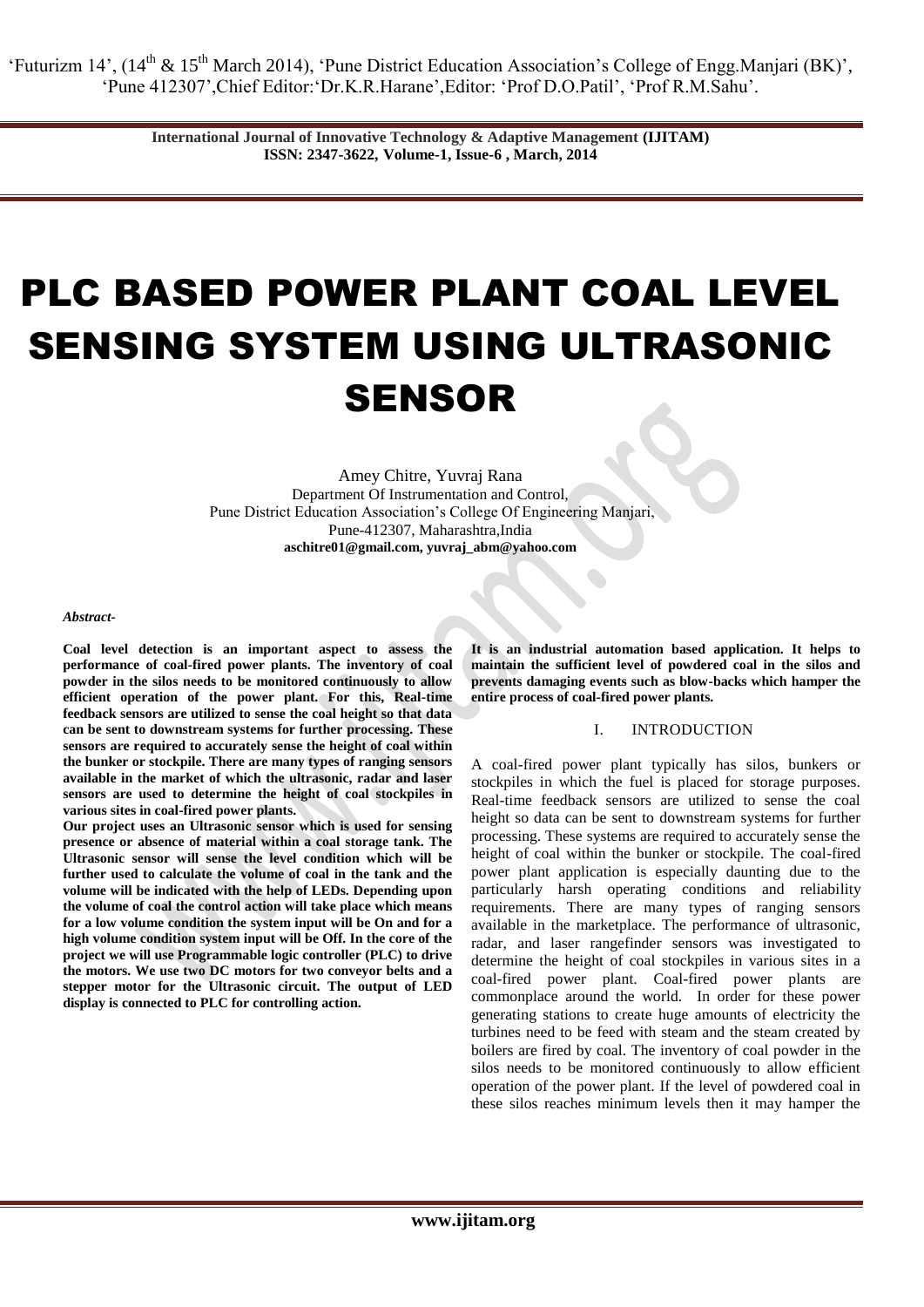# PLC BASED POWER PLANT COAL LEVEL SENSING SYSTEM USING ULTRASONIC SENSOR

Amey Chitre, Yuvraj Rana
Department Of Instrumentation and Control,
Pune District Education Association's College Of Engineering Manjari,
Pune-412307, Maharashtra,India
**aschitre01@gmail.com, yuvraj_abm@yahoo.com**

***Abstract-***

**Coal level detection is an important aspect to assess the performance of coal-fired power plants. The inventory of coal powder in the silos needs to be monitored continuously to allow efficient operation of the power plant. For this, Real-time feedback sensors are utilized to sense the coal height so that data can be sent to downstream systems for further processing. These sensors are required to accurately sense the height of coal within the bunker or stockpile. There are many types of ranging sensors available in the market of which the ultrasonic, radar and laser sensors are used to determine the height of coal stockpiles in various sites in coal-fired power plants.**

**Our project uses an Ultrasonic sensor which is used for sensing presence or absence of material within a coal storage tank. The Ultrasonic sensor will sense the level condition which will be further used to calculate the volume of coal in the tank and the volume will be indicated with the help of LEDs. Depending upon the volume of coal the control action will take place which means for a low volume condition the system input will be On and for a high volume condition system input will be Off. In the core of the project we will use Programmable logic controller (PLC) to drive the motors. We use two DC motors for two conveyor belts and a stepper motor for the Ultrasonic circuit. The output of LED display is connected to PLC for controlling action.**

**It is an industrial automation based application. It helps to maintain the sufficient level of powdered coal in the silos and prevents damaging events such as blow-backs which hamper the entire process of coal-fired power plants.**

## I. INTRODUCTION

A coal-fired power plant typically has silos, bunkers or stockpiles in which the fuel is placed for storage purposes. Real-time feedback sensors are utilized to sense the coal height so data can be sent to downstream systems for further processing. These systems are required to accurately sense the height of coal within the bunker or stockpile. The coal-fired power plant application is especially daunting due to the particularly harsh operating conditions and reliability requirements. There are many types of ranging sensors available in the marketplace. The performance of ultrasonic, radar, and laser rangefinder sensors was investigated to determine the height of coal stockpiles in various sites in a coal-fired power plant. Coal-fired power plants are commonplace around the world. In order for these power generating stations to create huge amounts of electricity the turbines need to be feed with steam and the steam created by boilers are fired by coal. The inventory of coal powder in the silos needs to be monitored continuously to allow efficient operation of the power plant. If the level of powdered coal in these silos reaches minimum levels then it may hamper the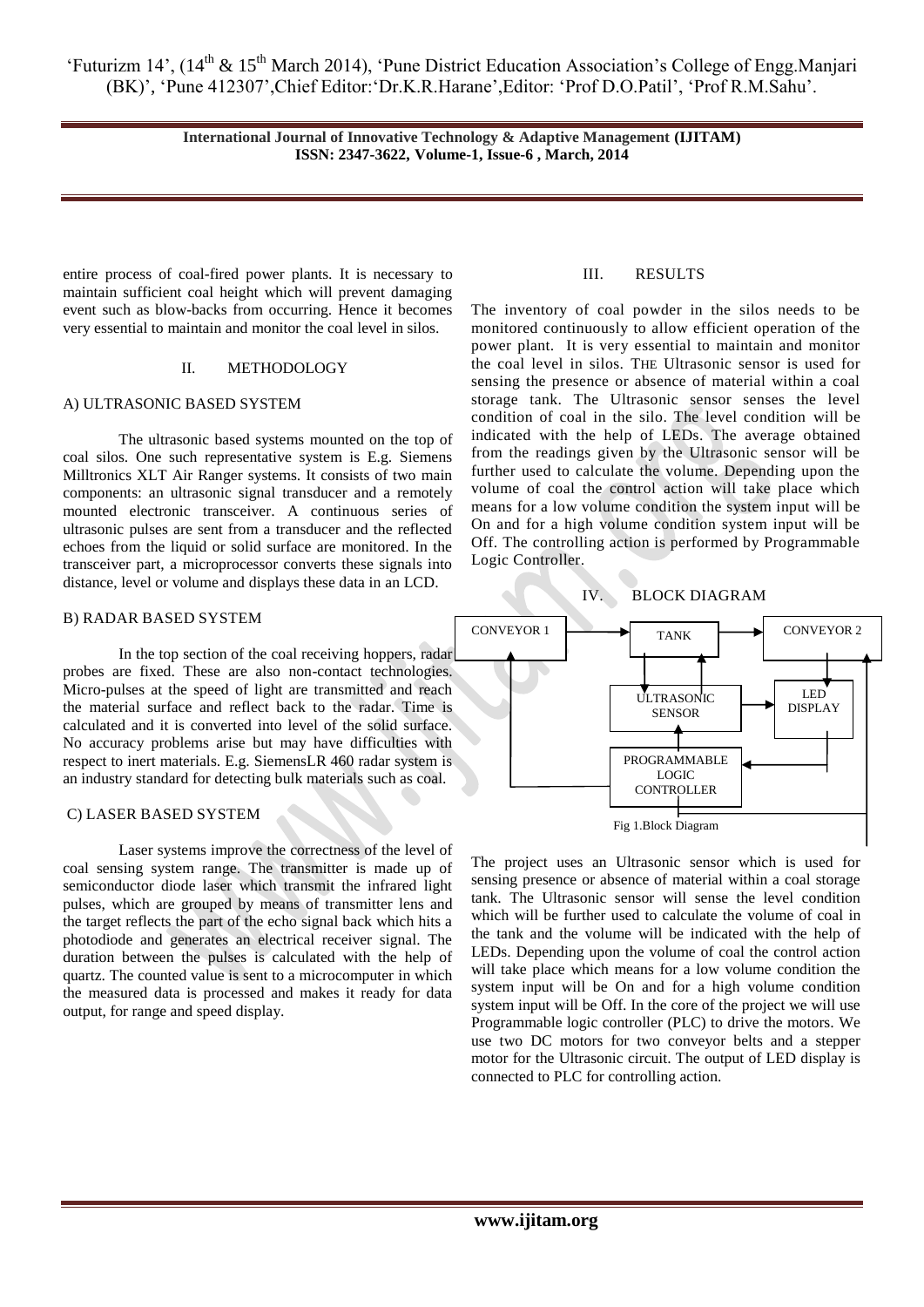entire process of coal-fired power plants. It is necessary to maintain sufficient coal height which will prevent damaging event such as blow-backs from occurring. Hence it becomes very essential to maintain and monitor the coal level in silos.

## II. METHODOLOGY

### A) ULTRASONIC BASED SYSTEM

The ultrasonic based systems mounted on the top of coal silos. One such representative system is E.g. Siemens Milltronics XLT Air Ranger systems. It consists of two main components: an ultrasonic signal transducer and a remotely mounted electronic transceiver. A continuous series of ultrasonic pulses are sent from a transducer and the reflected echoes from the liquid or solid surface are monitored. In the transceiver part, a microprocessor converts these signals into distance, level or volume and displays these data in an LCD.

### B) RADAR BASED SYSTEM

In the top section of the coal receiving hoppers, radar probes are fixed. These are also non-contact technologies. Micro-pulses at the speed of light are transmitted and reach the material surface and reflect back to the radar. Time is calculated and it is converted into level of the solid surface. No accuracy problems arise but may have difficulties with respect to inert materials. E.g. SiemensLR 460 radar system is an industry standard for detecting bulk materials such as coal.

### C) LASER BASED SYSTEM

Laser systems improve the correctness of the level of coal sensing system range. The transmitter is made up of semiconductor diode laser which transmit the infrared light pulses, which are grouped by means of transmitter lens and the target reflects the part of the echo signal back which hits a photodiode and generates an electrical receiver signal. The duration between the pulses is calculated with the help of quartz. The counted value is sent to a microcomputer in which the measured data is processed and makes it ready for data output, for range and speed display.

## III. RESULTS

The inventory of coal powder in the silos needs to be monitored continuously to allow efficient operation of the power plant. It is very essential to maintain and monitor the coal level in silos. THE Ultrasonic sensor is used for sensing the presence or absence of material within a coal storage tank. The Ultrasonic sensor senses the level condition of coal in the silo. The level condition will be indicated with the help of LEDs. The average obtained from the readings given by the Ultrasonic sensor will be further used to calculate the volume. Depending upon the volume of coal the control action will take place which means for a low volume condition the system input will be On and for a high volume condition system input will be Off. The controlling action is performed by Programmable Logic Controller.

## IV. BLOCK DIAGRAM

CONVEYOR 1 → TANK → CONVEYOR 2

ULTRASONIC SENSOR

LED DISPLAY

PROGRAMMABLE LOGIC CONTROLLER

Fig 1.Block Diagram

The project uses an Ultrasonic sensor which is used for sensing presence or absence of material within a coal storage tank. The Ultrasonic sensor will sense the level condition which will be further used to calculate the volume of coal in the tank and the volume will be indicated with the help of LEDs. Depending upon the volume of coal the control action will take place which means for a low volume condition the system input will be On and for a high volume condition system input will be Off. In the core of the project we will use Programmable logic controller (PLC) to drive the motors. We use two DC motors for two conveyor belts and a stepper motor for the Ultrasonic circuit. The output of LED display is connected to PLC for controlling action.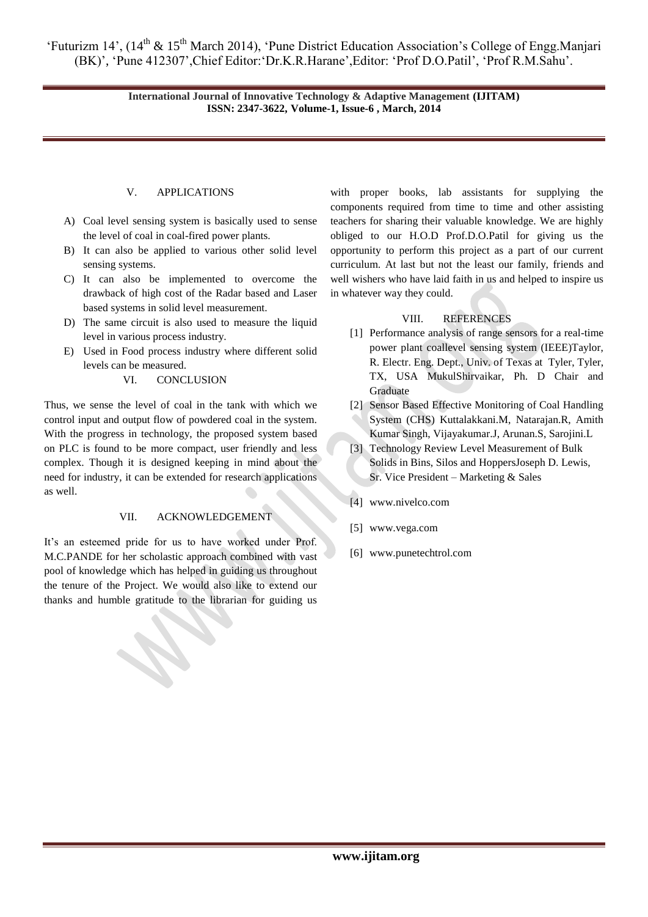## V. APPLICATIONS

A) Coal level sensing system is basically used to sense the level of coal in coal-fired power plants.

B) It can also be applied to various other solid level sensing systems.

C) It can also be implemented to overcome the drawback of high cost of the Radar based and Laser based systems in solid level measurement.

D) The same circuit is also used to measure the liquid level in various process industry.

E) Used in Food process industry where different solid levels can be measured.

## VI. CONCLUSION

Thus, we sense the level of coal in the tank with which we control input and output flow of powdered coal in the system. With the progress in technology, the proposed system based on PLC is found to be more compact, user friendly and less complex. Though it is designed keeping in mind about the need for industry, it can be extended for research applications as well.

## VII. ACKNOWLEDGEMENT

It's an esteemed pride for us to have worked under Prof. M.C.PANDE for her scholastic approach combined with vast pool of knowledge which has helped in guiding us throughout the tenure of the Project. We would also like to extend our thanks and humble gratitude to the librarian for guiding us with proper books, lab assistants for supplying the components required from time to time and other assisting teachers for sharing their valuable knowledge. We are highly obliged to our H.O.D Prof.D.O.Patil for giving us the opportunity to perform this project as a part of our current curriculum. At last but not the least our family, friends and well wishers who have laid faith in us and helped to inspire us in whatever way they could.

## VIII. REFERENCES

[1] Performance analysis of range sensors for a real-time power plant coallevel sensing system (IEEE)Taylor, R. Electr. Eng. Dept., Univ. of Texas at Tyler, Tyler, TX, USA MukulShirvaikar, Ph. D Chair and Graduate

[2] Sensor Based Effective Monitoring of Coal Handling System (CHS) Kuttalakkani.M, Natarajan.R, Amith Kumar Singh, Vijayakumar.J, Arunan.S, Sarojini.L

[3] Technology Review Level Measurement of Bulk Solids in Bins, Silos and HoppersJoseph D. Lewis, Sr. Vice President – Marketing & Sales

[4] www.nivelco.com

[5] www.vega.com

[6] www.punetechtrol.com